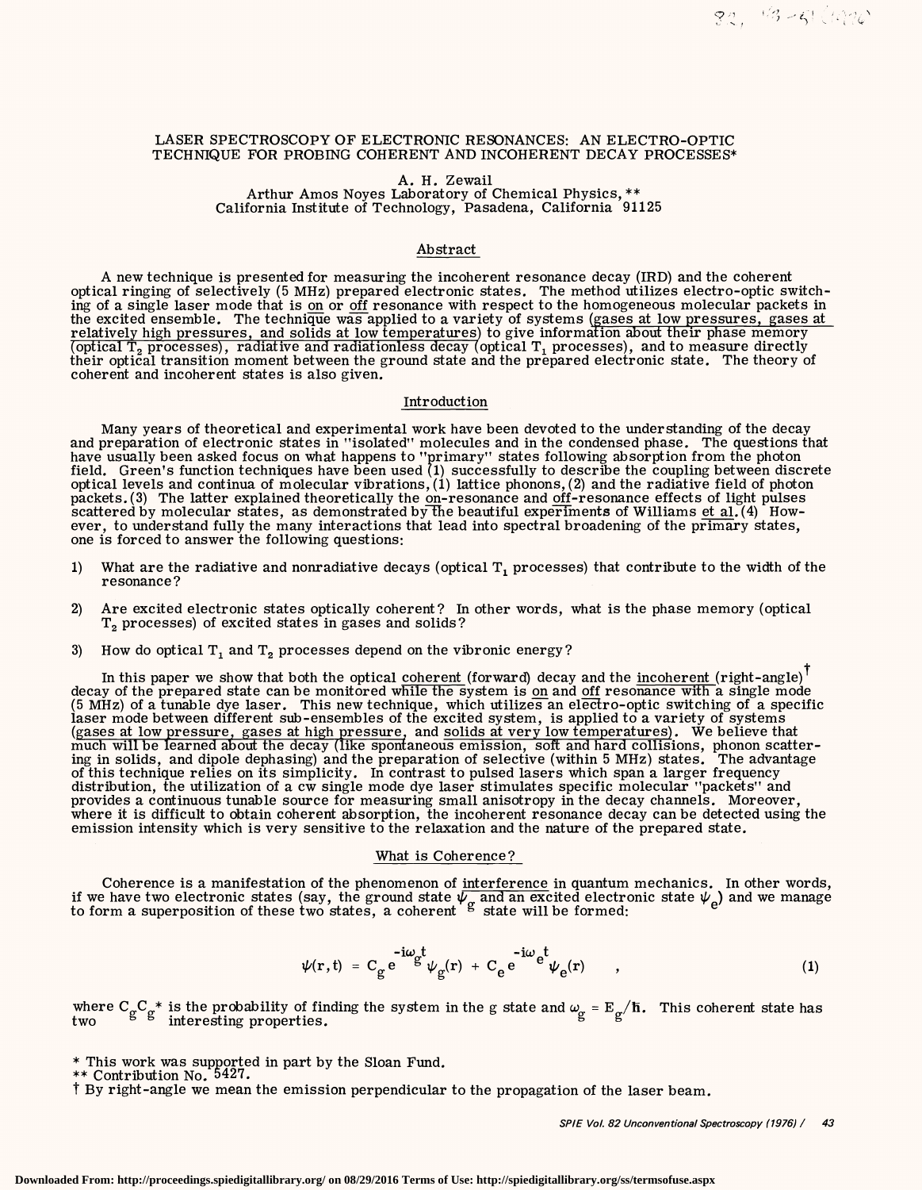# LASER SPECTROSCOPY OF ELECTRONIC RESONANCES: AN ELECTRO-OPTIC TECHNIQUE FOR PROBING COHERENT AND INCOHERENT DECAY PROCESSES*

A. H. Zewail
Arthur Amos Noyes Laboratory of Chemical Physics, **
California Institute of Technology, Pasadena, California 91125

## Abstract

A new technique is presented for measuring the incoherent resonance decay (IRD) and the coherent optical ringing of selectively (5 MHz) prepared electronic states. The method utilizes electro-optic switching of a single laser mode that is on or off resonance with respect to the homogeneous molecular packets in the excited ensemble. The technique was applied to a variety of systems (gases at low pressures, gases at relatively high pressures, and solids at low temperatures) to give information about their phase memory (optical $T_2$ processes), radiative and radiationless decay (optical $T_1$ processes), and to measure directly their optical transition moment between the ground state and the prepared electronic state. The theory of coherent and incoherent states is also given.

## Introduction

Many years of theoretical and experimental work have been devoted to the understanding of the decay and preparation of electronic states in "isolated" molecules and in the condensed phase. The questions that have usually been asked focus on what happens to "primary" states following absorption from the photon field. Green's function techniques have been used (1) successfully to describe the coupling between discrete optical levels and continua of molecular vibrations, (1) lattice phonons, (2) and the radiative field of photon packets. (3) The latter explained theoretically the on-resonance and off-resonance effects of light pulses scattered by molecular states, as demonstrated by the beautiful experiments of Williams et al. (4) However, to understand fully the many interactions that lead into spectral broadening of the primary states, one is forced to answer the following questions:

1) What are the radiative and nonradiative decays (optical $T_1$ processes) that contribute to the width of the resonance?
2) Are excited electronic states optically coherent? In other words, what is the phase memory (optical $T_2$ processes) of excited states in gases and solids?
3) How do optical $T_1$ and $T_2$ processes depend on the vibronic energy?

In this paper we show that both the optical coherent (forward) decay and the incoherent (right-angle)† decay of the prepared state can be monitored while the system is on and off resonance with a single mode (5 MHz) of a tunable dye laser. This new technique, which utilizes an electro-optic switching of a specific laser mode between different sub-ensembles of the excited system, is applied to a variety of systems (gases at low pressure, gases at high pressure, and solids at very low temperatures). We believe that much will be learned about the decay (like spontaneous emission, soft and hard collisions, phonon scattering in solids, and dipole dephasing) and the preparation of selective (within 5 MHz) states. The advantage of this technique relies on its simplicity. In contrast to pulsed lasers which span a larger frequency distribution, the utilization of a cw single mode dye laser stimulates specific molecular "packets" and provides a continuous tunable source for measuring small anisotropy in the decay channels. Moreover, where it is difficult to obtain coherent absorption, the incoherent resonance decay can be detected using the emission intensity which is very sensitive to the relaxation and the nature of the prepared state.

## What is Coherence?

Coherence is a manifestation of the phenomenon of interference in quantum mechanics. In other words, if we have two electronic states (say, the ground state $\psi_g$ and an excited electronic state $\psi_e$) and we manage to form a superposition of these two states, a coherent state will be formed:

$$\psi(r,t) = C_g e^{-i\omega_g t}\psi_g(r) + C_e e^{-i\omega_e t}\psi_e(r) \quad , \tag{1}$$

where $C_g C_g^*$ is the probability of finding the system in the g state and $\omega_g = E_g/\hbar$. This coherent state has two interesting properties.

* This work was supported in part by the Sloan Fund.
** Contribution No. 5427.
† By right-angle we mean the emission perpendicular to the propagation of the laser beam.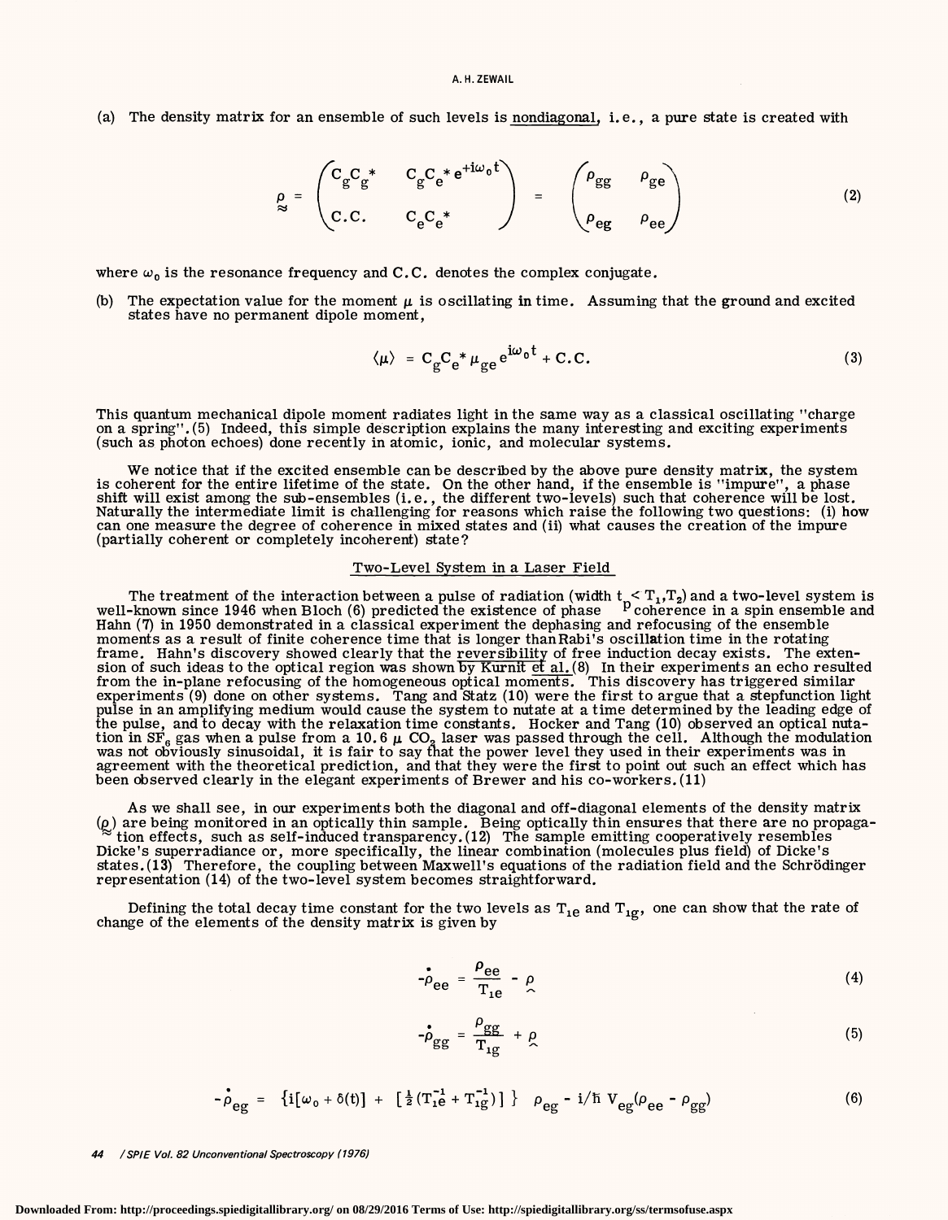(a) The density matrix for an ensemble of such levels is nondiagonal, i.e., a pure state is created with

$$\underset{\approx}{\rho} = \begin{pmatrix} C_g C_g^* & C_g C_e^* e^{+i\omega_0 t} \\ C.C. & C_e C_e^* \end{pmatrix} = \begin{pmatrix} \rho_{gg} & \rho_{ge} \\ \rho_{eg} & \rho_{ee} \end{pmatrix} \tag{2}$$

where $\omega_0$ is the resonance frequency and C.C. denotes the complex conjugate.

(b) The expectation value for the moment $\mu$ is oscillating in time. Assuming that the ground and excited states have no permanent dipole moment,

$$\langle \mu \rangle = C_g C_e^* \mu_{ge} e^{i\omega_0 t} + C.C. \tag{3}$$

This quantum mechanical dipole moment radiates light in the same way as a classical oscillating "charge on a spring".(5) Indeed, this simple description explains the many interesting and exciting experiments (such as photon echoes) done recently in atomic, ionic, and molecular systems.

We notice that if the excited ensemble can be described by the above pure density matrix, the system is coherent for the entire lifetime of the state. On the other hand, if the ensemble is "impure", a phase shift will exist among the sub-ensembles (i.e., the different two-levels) such that coherence will be lost. Naturally the intermediate limit is challenging for reasons which raise the following two questions: (i) how can one measure the degree of coherence in mixed states and (ii) what causes the creation of the impure (partially coherent or completely incoherent) state?

## Two-Level System in a Laser Field

The treatment of the interaction between a pulse of radiation (width $t_p < T_1, T_2$) and a two-level system is well-known since 1946 when Bloch (6) predicted the existence of phase coherence in a spin ensemble and Hahn (7) in 1950 demonstrated in a classical experiment the dephasing and refocusing of the ensemble moments as a result of finite coherence time that is longer than Rabi's oscillation time in the rotating frame. Hahn's discovery showed clearly that the reversibility of free induction decay exists. The extension of such ideas to the optical region was shown by Kurnit et al.(8) In their experiments an echo resulted from the in-plane refocusing of the homogeneous optical moments. This discovery has triggered similar experiments (9) done on other systems. Tang and Statz (10) were the first to argue that a stepfunction light pulse in an amplifying medium would cause the system to nutate at a time determined by the leading edge of the pulse, and to decay with the relaxation time constants. Hocker and Tang (10) observed an optical nutation in $SF_6$ gas when a pulse from a 10.6 $\mu$ $CO_2$ laser was passed through the cell. Although the modulation was not obviously sinusoidal, it is fair to say that the power level they used in their experiments was in agreement with the theoretical prediction, and that they were the first to point out such an effect which has been observed clearly in the elegant experiments of Brewer and his co-workers.(11)

As we shall see, in our experiments both the diagonal and off-diagonal elements of the density matrix ($\underset{\approx}{\rho}$) are being monitored in an optically thin sample. Being optically thin ensures that there are no propagation effects, such as self-induced transparency.(12) The sample emitting cooperatively resembles Dicke's superradiance or, more specifically, the linear combination (molecules plus field) of Dicke's states.(13) Therefore, the coupling between Maxwell's equations of the radiation field and the Schrödinger representation (14) of the two-level system becomes straightforward.

Defining the total decay time constant for the two levels as $T_{1e}$ and $T_{1g}$, one can show that the rate of change of the elements of the density matrix is given by

$$-\dot{\rho}_{ee} = \frac{\rho_{ee}}{T_{1e}} - \underset{\sim}{\rho} \tag{4}$$

$$-\dot{\rho}_{gg} = \frac{\rho_{gg}}{T_{1g}} + \underset{\sim}{\rho} \tag{5}$$

$$-\dot{\rho}_{eg} = \left\{ i[\omega_0 + \delta(t)] + \left[\tfrac{1}{2}(T_{1e}^{-1} + T_{1g}^{-1})\right] \right\} \rho_{eg} - i/\hbar \, V_{eg}(\rho_{ee} - \rho_{gg}) \tag{6}$$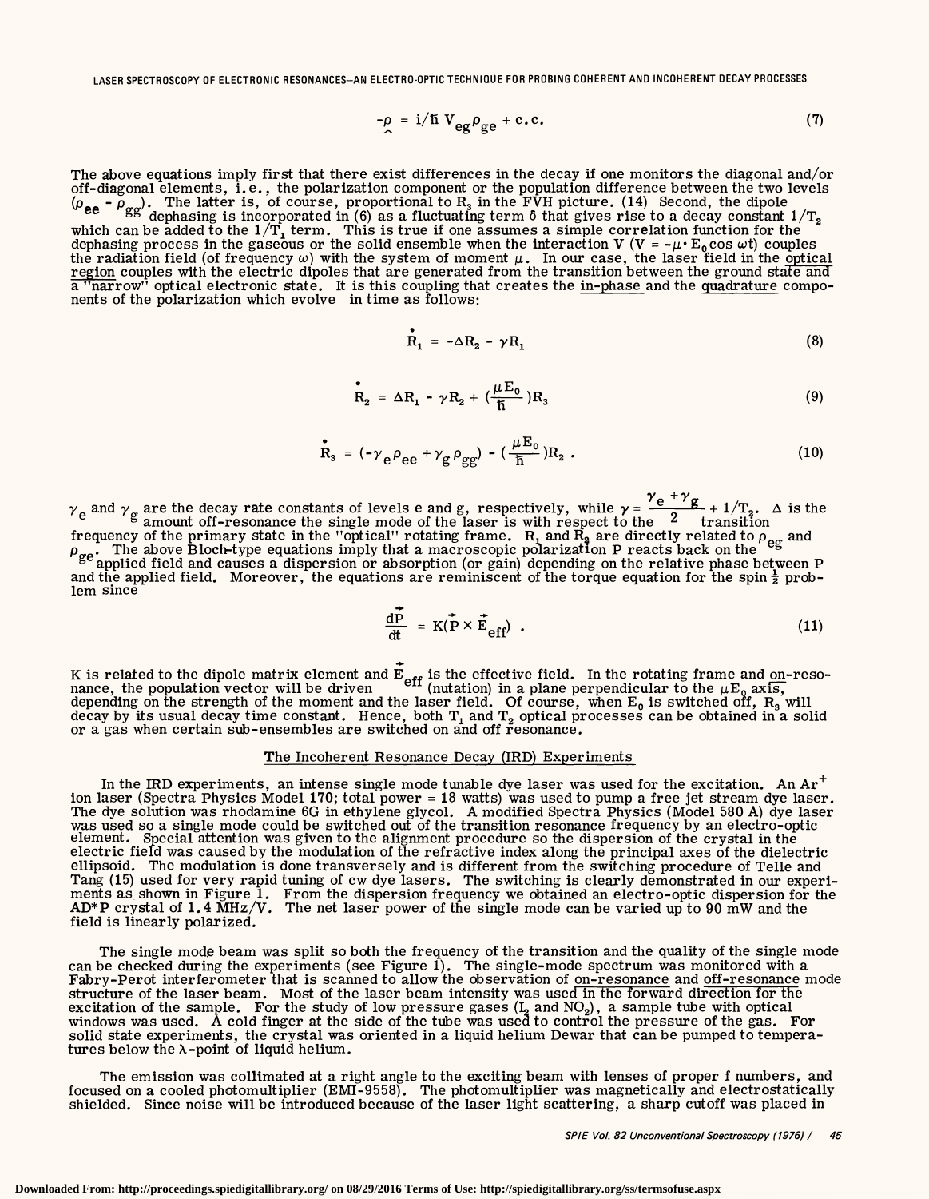$$-\underset{\frown}{\rho} = i/\hbar \, V_{eg}\rho_{ge} + \text{c.c.} \tag{7}$$

The above equations imply first that there exist differences in the decay if one monitors the diagonal and/or off-diagonal elements, i.e., the polarization component or the population difference between the two levels ($\rho_{ee} - \rho_{gg}$). The latter is, of course, proportional to $R_3$ in the FVH picture. (14) Second, the dipole dephasing is incorporated in (6) as a fluctuating term $\delta$ that gives rise to a decay constant $1/T_2$ which can be added to the $1/T_1$ term. This is true if one assumes a simple correlation function for the dephasing process in the gaseous or the solid ensemble when the interaction V ($V = -\mu \cdot E_0 \cos \omega t$) couples the radiation field (of frequency $\omega$) with the system of moment $\mu$. In our case, the laser field in the optical region couples with the electric dipoles that are generated from the transition between the ground state and a "narrow" optical electronic state. It is this coupling that creates the in-phase and the quadrature components of the polarization which evolve in time as follows:

$$\dot{R}_1 = -\Delta R_2 - \gamma R_1 \tag{8}$$

$$\dot{R}_2 = \Delta R_1 - \gamma R_2 + \left(\frac{\mu E_0}{\hbar}\right) R_3 \tag{9}$$

$$\dot{R}_3 = (-\gamma_e \rho_{ee} + \gamma_g \rho_{gg}) - \left(\frac{\mu E_0}{\hbar}\right) R_2 \, . \tag{10}$$

$\gamma_e$ and $\gamma_g$ are the decay rate constants of levels e and g, respectively, while $\gamma = \frac{\gamma_e + \gamma_g}{2} + 1/T_2$. $\Delta$ is the amount off-resonance the single mode of the laser is with respect to the transition frequency of the primary state in the "optical" rotating frame. $R_1$ and $R_2$ are directly related to $\rho_{eg}$ and $\rho_{ge}$. The above Bloch-type equations imply that a macroscopic polarization P reacts back on the applied field and causes a dispersion or absorption (or gain) depending on the relative phase between P and the applied field. Moreover, the equations are reminiscent of the torque equation for the spin $\frac{1}{2}$ problem since

$$\frac{d\vec{P}}{dt} = K(\vec{P} \times \vec{E}_{eff}) \, . \tag{11}$$

K is related to the dipole matrix element and $\vec{E}_{eff}$ is the effective field. In the rotating frame and on-resonance, the population vector will be driven (nutation) in a plane perpendicular to the $\mu E_0$ axis, depending on the strength of the moment and the laser field. Of course, when $E_0$ is switched off, $R_3$ will decay by its usual decay time constant. Hence, both $T_1$ and $T_2$ optical processes can be obtained in a solid or a gas when certain sub-ensembles are switched on and off resonance.

## The Incoherent Resonance Decay (IRD) Experiments

In the IRD experiments, an intense single mode tunable dye laser was used for the excitation. An $Ar^+$ ion laser (Spectra Physics Model 170; total power = 18 watts) was used to pump a free jet stream dye laser. The dye solution was rhodamine 6G in ethylene glycol. A modified Spectra Physics (Model 580 A) dye laser was used so a single mode could be switched out of the transition resonance frequency by an electro-optic element. Special attention was given to the alignment procedure so the dispersion of the crystal in the electric field was caused by the modulation of the refractive index along the principal axes of the dielectric ellipsoid. The modulation is done transversely and is different from the switching procedure of Telle and Tang (15) used for very rapid tuning of cw dye lasers. The switching is clearly demonstrated in our experiments as shown in Figure 1. From the dispersion frequency we obtained an electro-optic dispersion for the AD*P crystal of 1.4 MHz/V. The net laser power of the single mode can be varied up to 90 mW and the field is linearly polarized.

The single mode beam was split so both the frequency of the transition and the quality of the single mode can be checked during the experiments (see Figure 1). The single-mode spectrum was monitored with a Fabry-Perot interferometer that is scanned to allow the observation of on-resonance and off-resonance mode structure of the laser beam. Most of the laser beam intensity was used in the forward direction for the excitation of the sample. For the study of low pressure gases ($I_2$ and $NO_2$), a sample tube with optical windows was used. A cold finger at the side of the tube was used to control the pressure of the gas. For solid state experiments, the crystal was oriented in a liquid helium Dewar that can be pumped to temperatures below the $\lambda$-point of liquid helium.

The emission was collimated at a right angle to the exciting beam with lenses of proper f numbers, and focused on a cooled photomultiplier (EMI-9558). The photomultiplier was magnetically and electrostatically shielded. Since noise will be introduced because of the laser light scattering, a sharp cutoff was placed in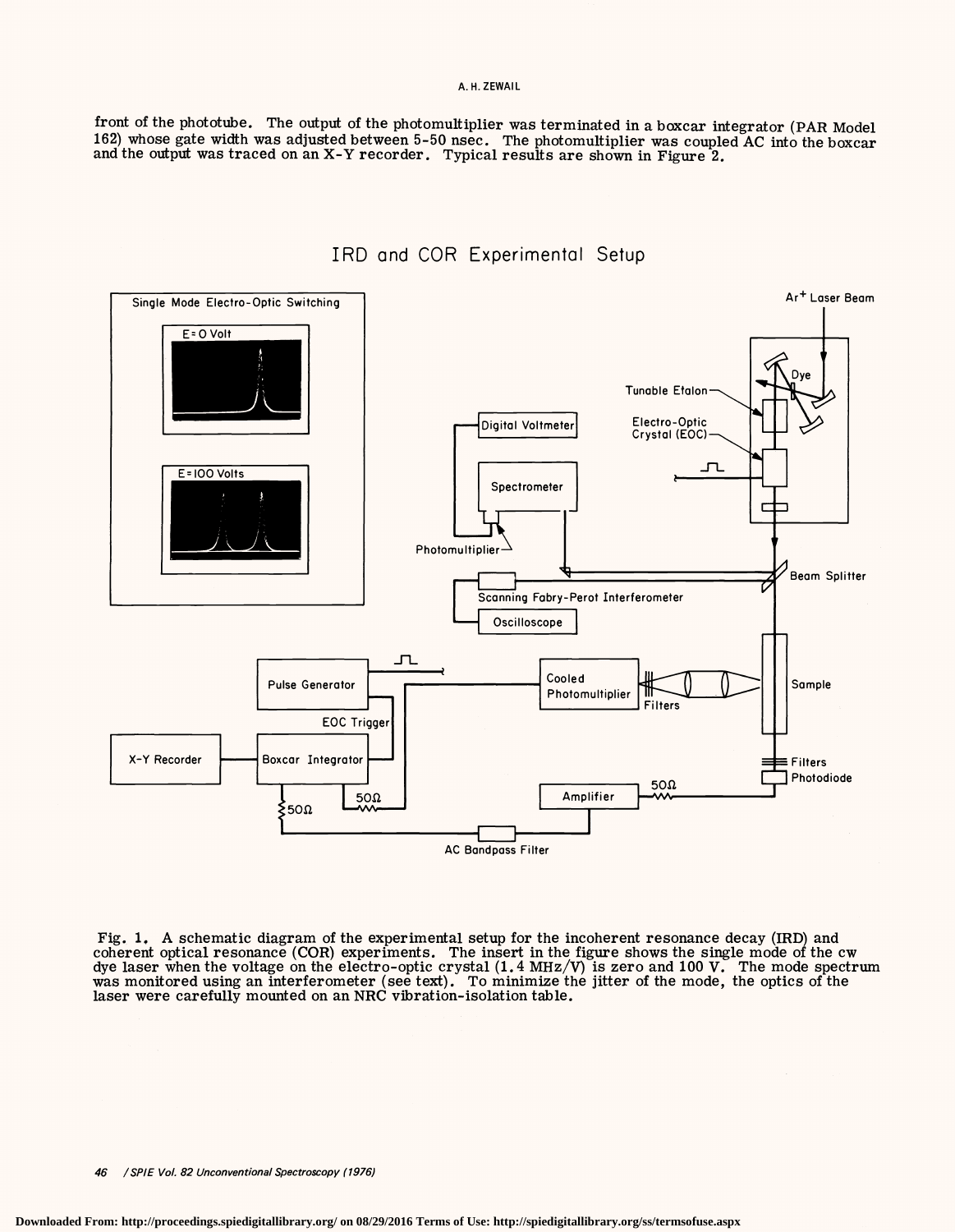front of the phototube. The output of the photomultiplier was terminated in a boxcar integrator (PAR Model 162) whose gate width was adjusted between 5-50 nsec. The photomultiplier was coupled AC into the boxcar and the output was traced on an X-Y recorder. Typical results are shown in Figure 2.

Fig. 1. A schematic diagram of the experimental setup for the incoherent resonance decay (IRD) and coherent optical resonance (COR) experiments. The insert in the figure shows the single mode of the cw dye laser when the voltage on the electro-optic crystal (1.4 MHz/V) is zero and 100 V. The mode spectrum was monitored using an interferometer (see text). To minimize the jitter of the mode, the optics of the laser were carefully mounted on an NRC vibration-isolation table.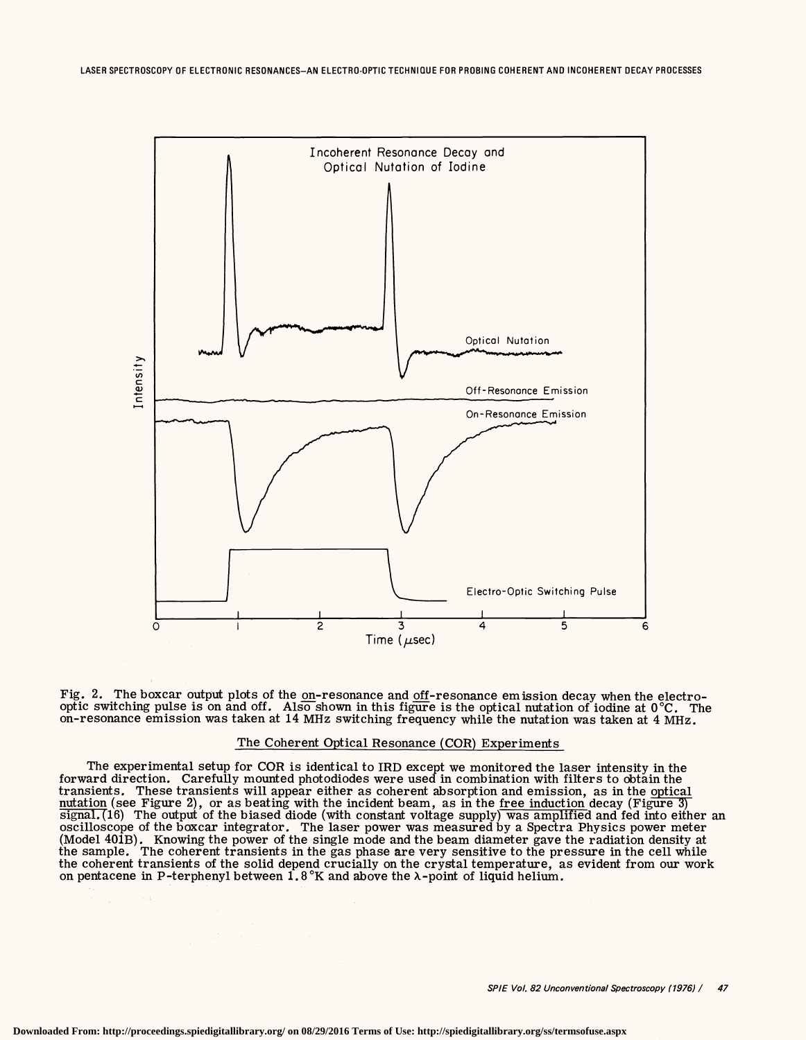Fig. 2. The boxcar output plots of the on-resonance and off-resonance emission decay when the electro-optic switching pulse is on and off. Also shown in this figure is the optical nutation of iodine at 0°C. The on-resonance emission was taken at 14 MHz switching frequency while the nutation was taken at 4 MHz.

## The Coherent Optical Resonance (COR) Experiments

The experimental setup for COR is identical to IRD except we monitored the laser intensity in the forward direction. Carefully mounted photodiodes were used in combination with filters to obtain the transients. These transients will appear either as coherent absorption and emission, as in the optical nutation (see Figure 2), or as beating with the incident beam, as in the free induction decay (Figure 3) signal.(16) The output of the biased diode (with constant voltage supply) was amplified and fed into either an oscilloscope of the boxcar integrator. The laser power was measured by a Spectra Physics power meter (Model 401B). Knowing the power of the single mode and the beam diameter gave the radiation density at the sample. The coherent transients in the gas phase are very sensitive to the pressure in the cell while the coherent transients of the solid depend crucially on the crystal temperature, as evident from our work on pentacene in P-terphenyl between 1.8°K and above the λ-point of liquid helium.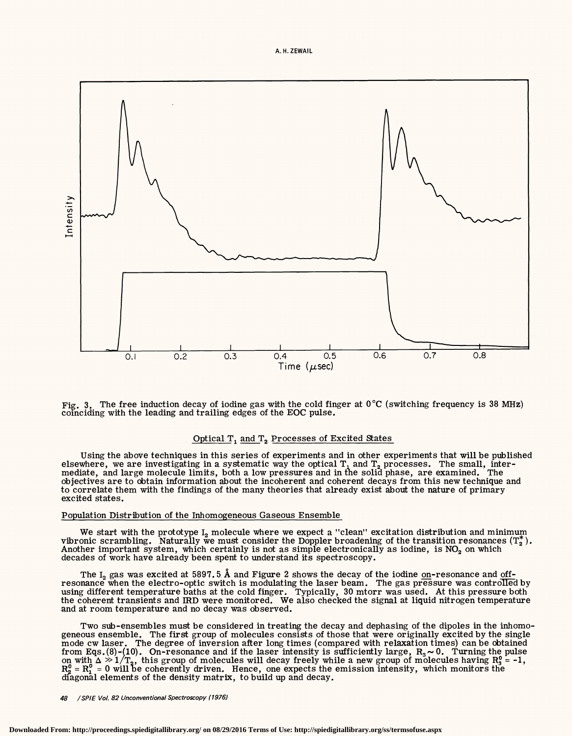Fig. 3. The free induction decay of iodine gas with the cold finger at 0°C (switching frequency is 38 MHz) coinciding with the leading and trailing edges of the EOC pulse.

## Optical $T_1$ and $T_2$ Processes of Excited States

Using the above techniques in this series of experiments and in other experiments that will be published elsewhere, we are investigating in a systematic way the optical $T_1$ and $T_2$ processes. The small, intermediate, and large molecule limits, both a low pressures and in the solid phase, are examined. The objectives are to obtain information about the incoherent and coherent decays from this new technique and to correlate them with the findings of the many theories that already exist about the nature of primary excited states.

### Population Distribution of the Inhomogeneous Gaseous Ensemble

We start with the prototype $I_2$ molecule where we expect a "clean" excitation distribution and minimum vibronic scrambling. Naturally we must consider the Doppler broadening of the transition resonances ($T_2^*$). Another important system, which certainly is not as simple electronically as iodine, is $NO_2$ on which decades of work have already been spent to understand its spectroscopy.

The $I_2$ gas was excited at 5897.5 Å and Figure 2 shows the decay of the iodine on-resonance and off-resonance when the electro-optic switch is modulating the laser beam. The gas pressure was controlled by using different temperature baths at the cold finger. Typically, 30 mtorr was used. At this pressure both the coherent transients and IRD were monitored. We also checked the signal at liquid nitrogen temperature and at room temperature and no decay was observed.

Two sub-ensembles must be considered in treating the decay and dephasing of the dipoles in the inhomogeneous ensemble. The first group of molecules consists of those that were originally excited by the single mode cw laser. The degree of inversion after long times (compared with relaxation times) can be obtained from Eqs.(8)-(10). On-resonance and if the laser intensity is sufficiently large, $R_3 \sim 0$. Turning the pulse on with $\Delta \gg 1/T_2$, this group of molecules will decay freely while a new group of molecules having $R_3^0 = -1$, $R_2^0 = R_1^0 = 0$ will be coherently driven. Hence, one expects the emission intensity, which monitors the diagonal elements of the density matrix, to build up and decay.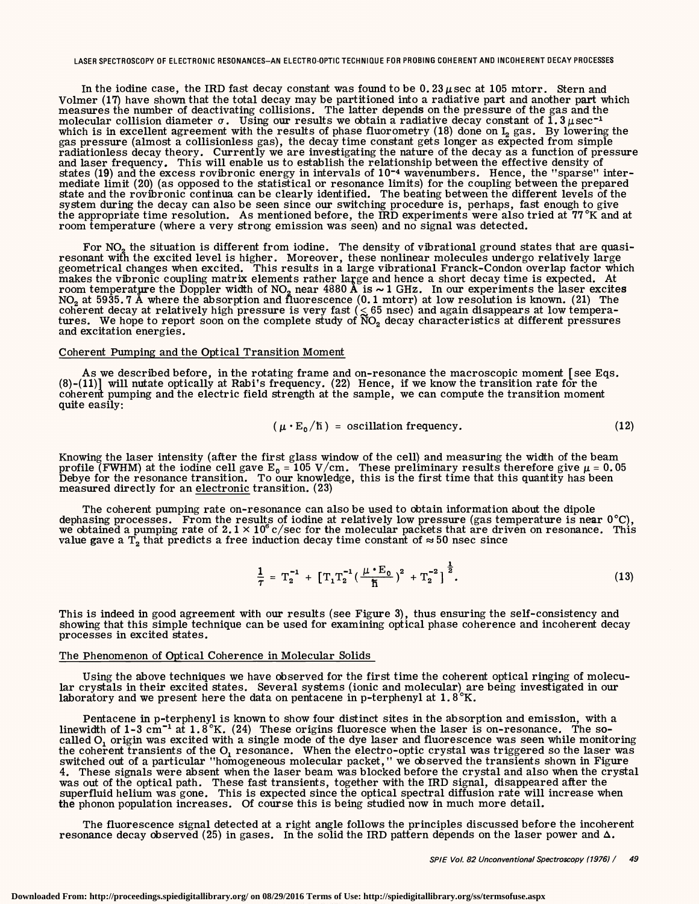In the iodine case, the IRD fast decay constant was found to be 0.23 μsec at 105 mtorr. Stern and Volmer (17) have shown that the total decay may be partitioned into a radiative part and another part which measures the number of deactivating collisions. The latter depends on the pressure of the gas and the molecular collision diameter $\sigma$. Using our results we obtain a radiative decay constant of 1.3 $\mu sec^{-1}$ which is in excellent agreement with the results of phase fluorometry (18) done on $I_2$ gas. By lowering the gas pressure (almost a collisionless gas), the decay time constant gets longer as expected from simple radiationless decay theory. Currently we are investigating the nature of the decay as a function of pressure and laser frequency. This will enable us to establish the relationship between the effective density of states (19) and the excess rovibronic energy in intervals of $10^{-4}$ wavenumbers. Hence, the "sparse" intermediate limit (20) (as opposed to the statistical or resonance limits) for the coupling between the prepared state and the rovibronic continua can be clearly identified. The beating between the different levels of the system during the decay can also be seen since our switching procedure is, perhaps, fast enough to give the appropriate time resolution. As mentioned before, the IRD experiments were also tried at 77°K and at room temperature (where a very strong emission was seen) and no signal was detected.

For $NO_2$ the situation is different from iodine. The density of vibrational ground states that are quasi-resonant with the excited level is higher. Moreover, these nonlinear molecules undergo relatively large geometrical changes when excited. This results in a large vibrational Franck-Condon overlap factor which makes the vibronic coupling matrix elements rather large and hence a short decay time is expected. At room temperature the Doppler width of $NO_2$ near 4880 Å is ~1 GHz. In our experiments the laser excites $NO_2$ at 5935.7 Å where the absorption and fluorescence (0.1 mtorr) at low resolution is known. (21) The coherent decay at relatively high pressure is very fast ($\leq$ 65 nsec) and again disappears at low temperatures. We hope to report soon on the complete study of $NO_2$ decay characteristics at different pressures and excitation energies.

## Coherent Pumping and the Optical Transition Moment

As we described before, in the rotating frame and on-resonance the macroscopic moment [see Eqs. (8)-(11)] will nutate optically at Rabi's frequency. (22) Hence, if we know the transition rate for the coherent pumping and the electric field strength at the sample, we can compute the transition moment quite easily:

$$(\mu \cdot E_0/\hbar) = \text{oscillation frequency.} \tag{12}$$

Knowing the laser intensity (after the first glass window of the cell) and measuring the width of the beam profile (FWHM) at the iodine cell gave $E_0$ = 105 V/cm. These preliminary results therefore give $\mu$ = 0.05 Debye for the resonance transition. To our knowledge, this is the first time that this quantity has been measured directly for an electronic transition. (23)

The coherent pumping rate on-resonance can also be used to obtain information about the dipole dephasing processes. From the results of iodine at relatively low pressure (gas temperature is near 0°C), we obtained a pumping rate of $2.1 \times 10^6$ c/sec for the molecular packets that are driven on resonance. This value gave a $T_2$ that predicts a free induction decay time constant of ≈ 50 nsec since

$$\frac{1}{\tau} = T_2^{-1} + \left[T_1 T_2^{-1} \left(\frac{\mu \cdot E_0}{\hbar}\right)^2 + T_2^{-2}\right]^{\frac{1}{2}}. \tag{13}$$

This is indeed in good agreement with our results (see Figure 3), thus ensuring the self-consistency and showing that this simple technique can be used for examining optical phase coherence and incoherent decay processes in excited states.

## The Phenomenon of Optical Coherence in Molecular Solids

Using the above techniques we have observed for the first time the coherent optical ringing of molecular crystals in their excited states. Several systems (ionic and molecular) are being investigated in our laboratory and we present here the data on pentacene in p-terphenyl at 1.8°K.

Pentacene in p-terphenyl is known to show four distinct sites in the absorption and emission, with a linewidth of 1-3 $cm^{-1}$ at 1.8°K. (24) These origins fluoresce when the laser is on-resonance. The so-called $O_1$ origin was excited with a single mode of the dye laser and fluorescence was seen while monitoring the coherent transients of the $O_1$ resonance. When the electro-optic crystal was triggered so the laser was switched out of a particular "homogeneous molecular packet," we observed the transients shown in Figure 4. These signals were absent when the laser beam was blocked before the crystal and also when the crystal was out of the optical path. These fast transients, together with the IRD signal, disappeared after the superfluid helium was gone. This is expected since the optical spectral diffusion rate will increase when the phonon population increases. Of course this is being studied now in much more detail.

The fluorescence signal detected at a right angle follows the principles discussed before the incoherent resonance decay observed (25) in gases. In the solid the IRD pattern depends on the laser power and $\Delta$.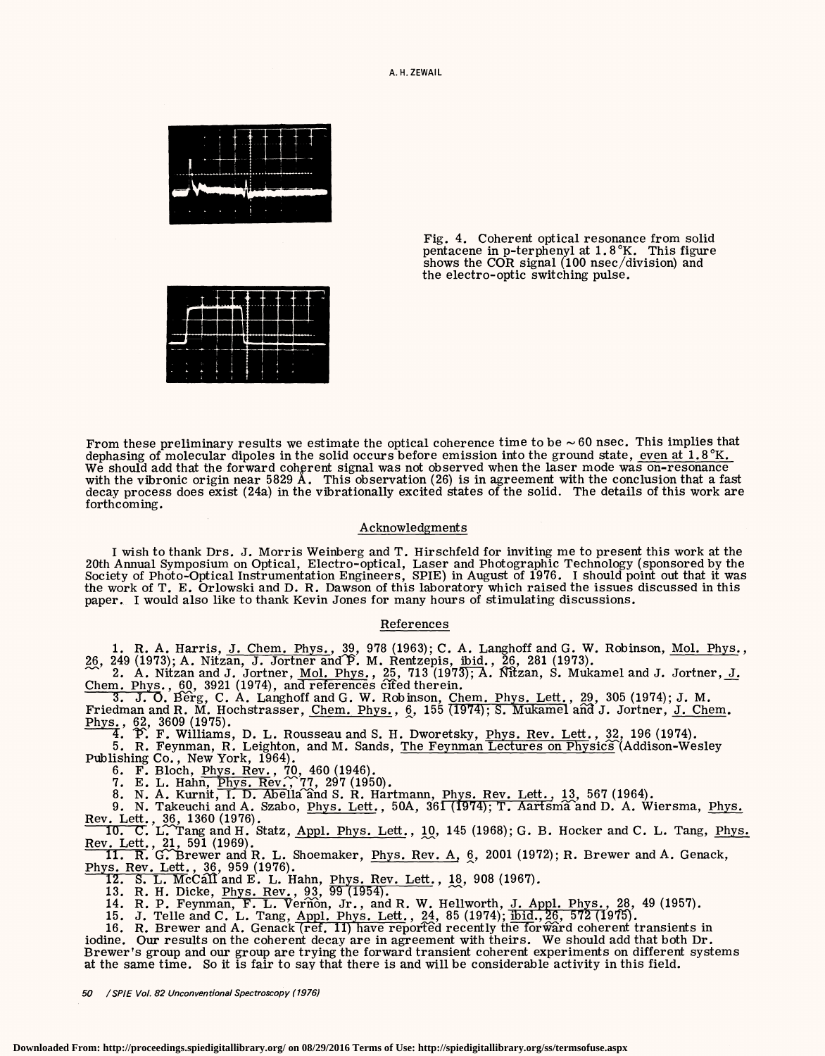Fig. 4. Coherent optical resonance from solid pentacene in p-terphenyl at 1.8°K. This figure shows the COR signal (100 nsec/division) and the electro-optic switching pulse.

From these preliminary results we estimate the optical coherence time to be ~60 nsec. This implies that dephasing of molecular dipoles in the solid occurs before emission into the ground state, even at 1.8°K. We should add that the forward coherent signal was not observed when the laser mode was on-resonance with the vibronic origin near 5829 Å. This observation (26) is in agreement with the conclusion that a fast decay process does exist (24a) in the vibrationally excited states of the solid. The details of this work are forthcoming.

## Acknowledgments

I wish to thank Drs. J. Morris Weinberg and T. Hirschfeld for inviting me to present this work at the 20th Annual Symposium on Optical, Electro-optical, Laser and Photographic Technology (sponsored by the Society of Photo-Optical Instrumentation Engineers, SPIE) in August of 1976. I should point out that it was the work of T. E. Orlowski and D. R. Dawson of this laboratory which raised the issues discussed in this paper. I would also like to thank Kevin Jones for many hours of stimulating discussions.

## References

1. R. A. Harris, J. Chem. Phys., 39, 978 (1963); C. A. Langhoff and G. W. Robinson, Mol. Phys., 26, 249 (1973); A. Nitzan, J. Jortner and P. M. Rentzepis, ibid., 26, 281 (1973).
2. A. Nitzan and J. Jortner, Mol. Phys., 25, 713 (1973); A. Nitzan, S. Mukamel and J. Jortner, J. Chem. Phys., 60, 3921 (1974), and references cited therein.
3. J. O. Berg, C. A. Langhoff and G. W. Robinson, Chem. Phys. Lett., 29, 305 (1974); J. M. Friedman and R. M. Hochstrasser, Chem. Phys., 6, 155 (1974); S. Mukamel and J. Jortner, J. Chem. Phys., 62, 3609 (1975).
4. P. F. Williams, D. L. Rousseau and S. H. Dworetsky, Phys. Rev. Lett., 32, 196 (1974).
5. R. Feynman, R. Leighton, and M. Sands, The Feynman Lectures on Physics (Addison-Wesley Publishing Co., New York, 1964).
6. F. Bloch, Phys. Rev., 70, 460 (1946).
7. E. L. Hahn, Phys. Rev., 77, 297 (1950).
8. N. A. Kurnit, I. D. Abella and S. R. Hartmann, Phys. Rev. Lett., 13, 567 (1964).
9. N. Takeuchi and A. Szabo, Phys. Lett., 50A, 361 (1974); T. Aartsma and D. A. Wiersma, Phys. Rev. Lett., 36, 1360 (1976).
10. C. L. Tang and H. Statz, Appl. Phys. Lett., 10, 145 (1968); G. B. Hocker and C. L. Tang, Phys. Rev. Lett., 21, 591 (1969).
11. R. G. Brewer and R. L. Shoemaker, Phys. Rev. A, 6, 2001 (1972); R. Brewer and A. Genack, Phys. Rev. Lett., 36, 959 (1976).
12. S. L. McCall and E. L. Hahn, Phys. Rev. Lett., 18, 908 (1967).
13. R. H. Dicke, Phys. Rev., 93, 99 (1954).
14. R. P. Feynman, F. L. Vernon, Jr., and R. W. Hellworth, J. Appl. Phys., 28, 49 (1957).
15. J. Telle and C. L. Tang, Appl. Phys. Lett., 24, 85 (1974); ibid., 26, 572 (1975).
16. R. Brewer and A. Genack (ref. 11) have reported recently the forward coherent transients in iodine. Our results on the coherent decay are in agreement with theirs. We should add that both Dr. Brewer's group and our group are trying the forward transient coherent experiments on different systems at the same time. So it is fair to say that there is and will be considerable activity in this field.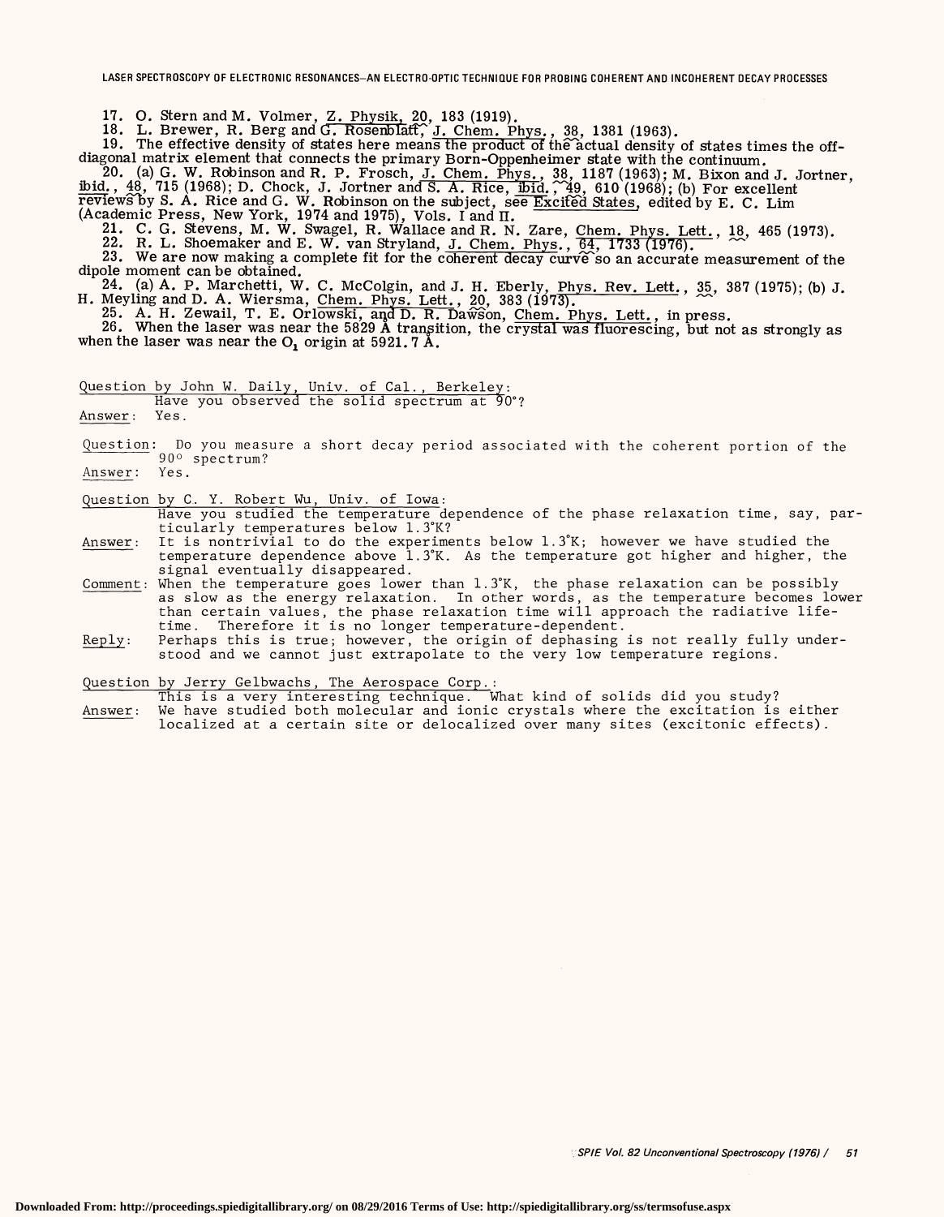17. O. Stern and M. Volmer, Z. Physik, 20, 183 (1919).

18. L. Brewer, R. Berg and G. Rosenblatt, J. Chem. Phys., 38, 1381 (1963).

19. The effective density of states here means the product of the actual density of states times the off-diagonal matrix element that connects the primary Born-Oppenheimer state with the continuum.

20. (a) G. W. Robinson and R. P. Frosch, J. Chem. Phys., 38, 1187 (1963); M. Bixon and J. Jortner, ibid., 48, 715 (1968); D. Chock, J. Jortner and S. A. Rice, ibid., 49, 610 (1968); (b) For excellent reviews by S. A. Rice and G. W. Robinson on the subject, see Excited States, edited by E. C. Lim (Academic Press, New York, 1974 and 1975), Vols. I and II.

21. C. G. Stevens, M. W. Swagel, R. Wallace and R. N. Zare, Chem. Phys. Lett., 18, 465 (1973).

22. R. L. Shoemaker and E. W. van Stryland, J. Chem. Phys., 64, 1733 (1976).

23. We are now making a complete fit for the coherent decay curve so an accurate measurement of the dipole moment can be obtained.

24. (a) A. P. Marchetti, W. C. McColgin, and J. H. Eberly, Phys. Rev. Lett., 35, 387 (1975); (b) J. H. Meyling and D. A. Wiersma, Chem. Phys. Lett., 20, 383 (1973).

25. A. H. Zewail, T. E. Orlowski, and D. R. Dawson, Chem. Phys. Lett., in press.

26. When the laser was near the 5829 Å transition, the crystal was fluorescing, but not as strongly as when the laser was near the $O_1$ origin at 5921.7 Å.

Question by John W. Daily, Univ. of Cal., Berkeley:
Have you observed the solid spectrum at 90°?

Answer: Yes.

Question: Do you measure a short decay period associated with the coherent portion of the 90° spectrum?

Answer: Yes.

Question by C. Y. Robert Wu, Univ. of Iowa:
Have you studied the temperature dependence of the phase relaxation time, say, particularly temperatures below 1.3°K?

Answer: It is nontrivial to do the experiments below 1.3°K; however we have studied the temperature dependence above 1.3°K. As the temperature got higher and higher, the signal eventually disappeared.

Comment: When the temperature goes lower than 1.3°K, the phase relaxation can be possibly as slow as the energy relaxation. In other words, as the temperature becomes lower than certain values, the phase relaxation time will approach the radiative lifetime. Therefore it is no longer temperature-dependent.

Reply: Perhaps this is true; however, the origin of dephasing is not really fully understood and we cannot just extrapolate to the very low temperature regions.

Question by Jerry Gelbwachs, The Aerospace Corp.:
This is a very interesting technique. What kind of solids did you study?

Answer: We have studied both molecular and ionic crystals where the excitation is either localized at a certain site or delocalized over many sites (excitonic effects).